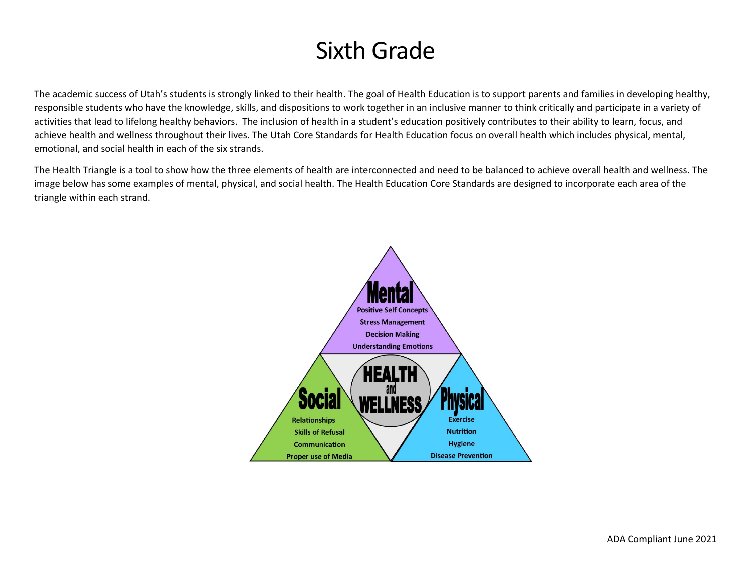# Sixth Grade

The academic success of Utah's students is strongly linked to their health. The goal of Health Education is to support parents and families in developing healthy, responsible students who have the knowledge, skills, and dispositions to work together in an inclusive manner to think critically and participate in a variety of activities that lead to lifelong healthy behaviors. The inclusion of health in a student's education positively contributes to their ability to learn, focus, and achieve health and wellness throughout their lives. The Utah Core Standards for Health Education focus on overall health which includes physical, mental, emotional, and social health in each of the six strands.

The Health Triangle is a tool to show how the three elements of health are interconnected and need to be balanced to achieve overall health and wellness. The image below has some examples of mental, physical, and social health. The Health Education Core Standards are designed to incorporate each area of the triangle within each strand.

**Mental**
- Positive Self Concepts
- Stress Management
- Decision Making
- Understanding Emotions

**HEALTH and WELLNESS**

**Social**
- Relationships
- Skills of Refusal
- Communication
- Proper use of Media

**Physical**
- Exercise
- Nutrition
- Hygiene
- Disease Prevention

ADA Compliant June 2021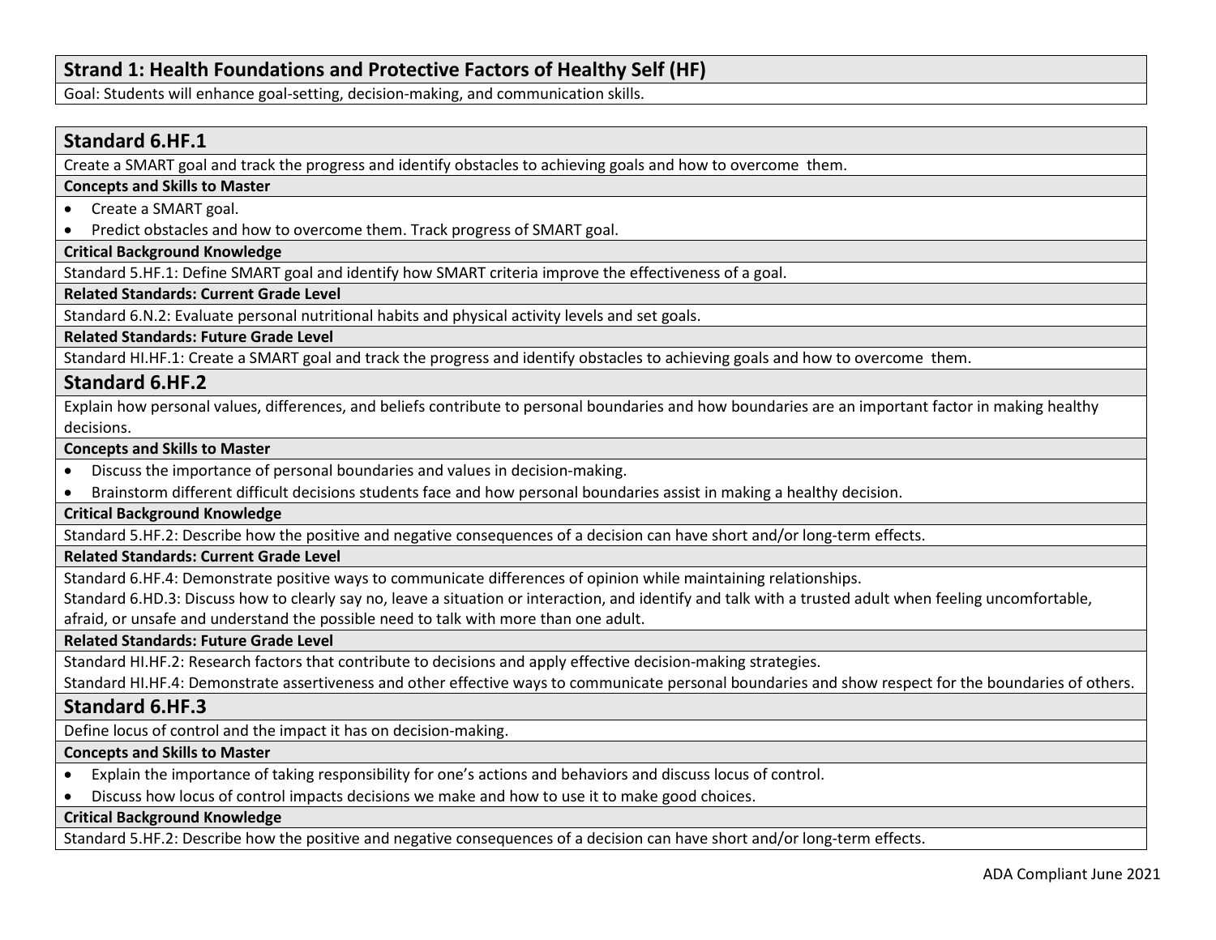## Strand 1: Health Foundations and Protective Factors of Healthy Self (HF)

Goal: Students will enhance goal-setting, decision-making, and communication skills.

### Standard 6.HF.1

Create a SMART goal and track the progress and identify obstacles to achieving goals and how to overcome them.

**Concepts and Skills to Master**

- Create a SMART goal.
- Predict obstacles and how to overcome them. Track progress of SMART goal.

**Critical Background Knowledge**

Standard 5.HF.1: Define SMART goal and identify how SMART criteria improve the effectiveness of a goal.

**Related Standards: Current Grade Level**

Standard 6.N.2: Evaluate personal nutritional habits and physical activity levels and set goals.

**Related Standards: Future Grade Level**

Standard HI.HF.1: Create a SMART goal and track the progress and identify obstacles to achieving goals and how to overcome them.

### Standard 6.HF.2

Explain how personal values, differences, and beliefs contribute to personal boundaries and how boundaries are an important factor in making healthy decisions.

**Concepts and Skills to Master**

- Discuss the importance of personal boundaries and values in decision-making.
- Brainstorm different difficult decisions students face and how personal boundaries assist in making a healthy decision.

**Critical Background Knowledge**

Standard 5.HF.2: Describe how the positive and negative consequences of a decision can have short and/or long-term effects.

**Related Standards: Current Grade Level**

Standard 6.HF.4: Demonstrate positive ways to communicate differences of opinion while maintaining relationships.

Standard 6.HD.3: Discuss how to clearly say no, leave a situation or interaction, and identify and talk with a trusted adult when feeling uncomfortable, afraid, or unsafe and understand the possible need to talk with more than one adult.

**Related Standards: Future Grade Level**

Standard HI.HF.2: Research factors that contribute to decisions and apply effective decision-making strategies.

Standard HI.HF.4: Demonstrate assertiveness and other effective ways to communicate personal boundaries and show respect for the boundaries of others.

### Standard 6.HF.3

Define locus of control and the impact it has on decision-making.

**Concepts and Skills to Master**

- Explain the importance of taking responsibility for one's actions and behaviors and discuss locus of control.
- Discuss how locus of control impacts decisions we make and how to use it to make good choices.

**Critical Background Knowledge**

Standard 5.HF.2: Describe how the positive and negative consequences of a decision can have short and/or long-term effects.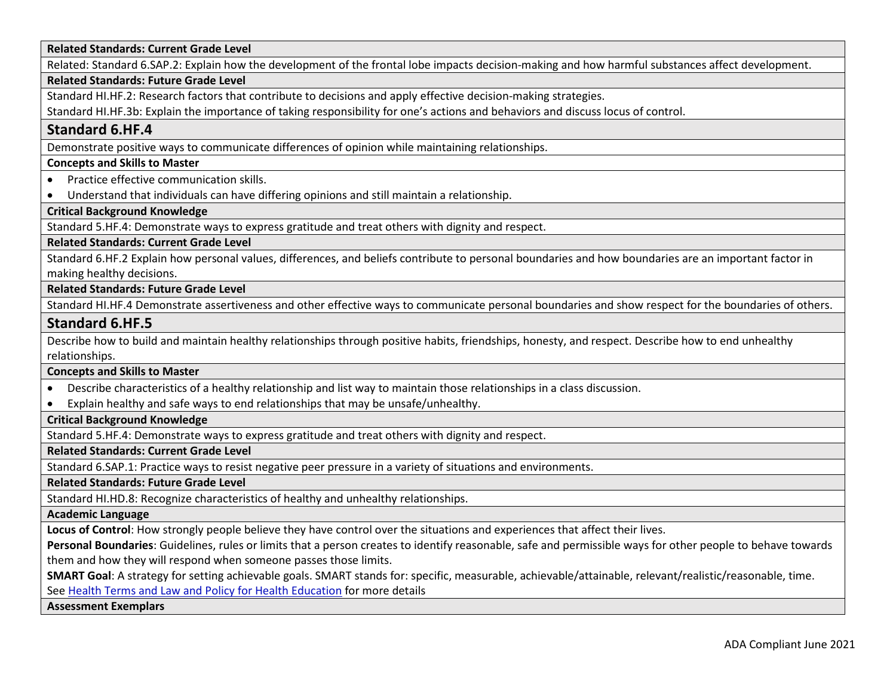**Related Standards: Current Grade Level**

Related: Standard 6.SAP.2: Explain how the development of the frontal lobe impacts decision-making and how harmful substances affect development.

**Related Standards: Future Grade Level**

Standard HI.HF.2: Research factors that contribute to decisions and apply effective decision-making strategies.

Standard HI.HF.3b: Explain the importance of taking responsibility for one's actions and behaviors and discuss locus of control.

## Standard 6.HF.4

Demonstrate positive ways to communicate differences of opinion while maintaining relationships.

**Concepts and Skills to Master**

- Practice effective communication skills.
- Understand that individuals can have differing opinions and still maintain a relationship.

**Critical Background Knowledge**

Standard 5.HF.4: Demonstrate ways to express gratitude and treat others with dignity and respect.

**Related Standards: Current Grade Level**

Standard 6.HF.2 Explain how personal values, differences, and beliefs contribute to personal boundaries and how boundaries are an important factor in making healthy decisions.

**Related Standards: Future Grade Level**

Standard HI.HF.4 Demonstrate assertiveness and other effective ways to communicate personal boundaries and show respect for the boundaries of others.

## Standard 6.HF.5

Describe how to build and maintain healthy relationships through positive habits, friendships, honesty, and respect. Describe how to end unhealthy relationships.

**Concepts and Skills to Master**

- Describe characteristics of a healthy relationship and list way to maintain those relationships in a class discussion.
- Explain healthy and safe ways to end relationships that may be unsafe/unhealthy.

**Critical Background Knowledge**

Standard 5.HF.4: Demonstrate ways to express gratitude and treat others with dignity and respect.

**Related Standards: Current Grade Level**

Standard 6.SAP.1: Practice ways to resist negative peer pressure in a variety of situations and environments.

**Related Standards: Future Grade Level**

Standard HI.HD.8: Recognize characteristics of healthy and unhealthy relationships.

**Academic Language**

**Locus of Control**: How strongly people believe they have control over the situations and experiences that affect their lives.

**Personal Boundaries**: Guidelines, rules or limits that a person creates to identify reasonable, safe and permissible ways for other people to behave towards them and how they will respond when someone passes those limits.

**SMART Goal**: A strategy for setting achievable goals. SMART stands for: specific, measurable, achievable/attainable, relevant/realistic/reasonable, time.

See [Health Terms and Law and Policy for Health Education]() for more details

**Assessment Exemplars**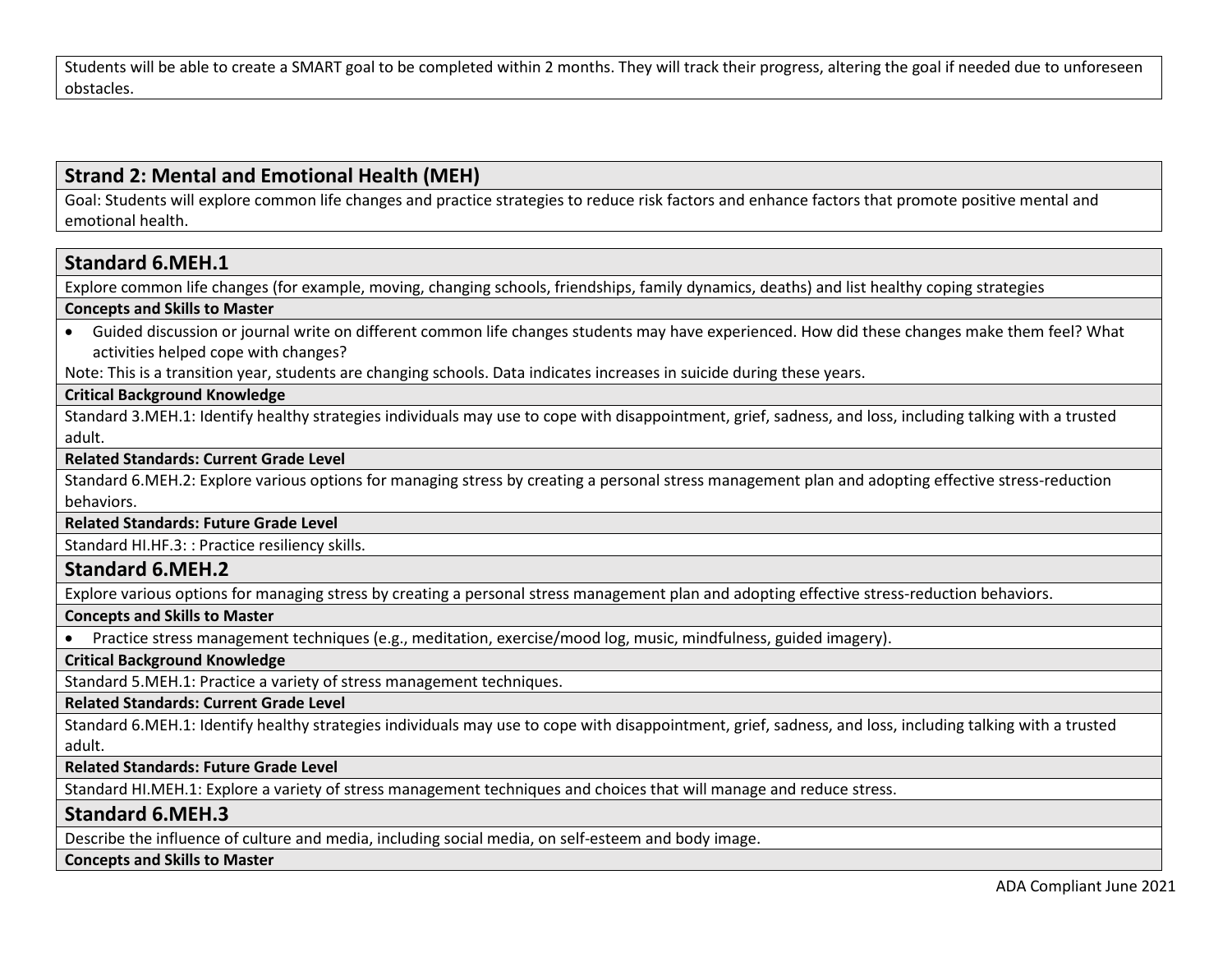Students will be able to create a SMART goal to be completed within 2 months. They will track their progress, altering the goal if needed due to unforeseen obstacles.

## Strand 2: Mental and Emotional Health (MEH)

Goal: Students will explore common life changes and practice strategies to reduce risk factors and enhance factors that promote positive mental and emotional health.

### Standard 6.MEH.1

Explore common life changes (for example, moving, changing schools, friendships, family dynamics, deaths) and list healthy coping strategies

**Concepts and Skills to Master**

- Guided discussion or journal write on different common life changes students may have experienced. How did these changes make them feel? What activities helped cope with changes?

Note: This is a transition year, students are changing schools. Data indicates increases in suicide during these years.

**Critical Background Knowledge**

Standard 3.MEH.1: Identify healthy strategies individuals may use to cope with disappointment, grief, sadness, and loss, including talking with a trusted adult.

**Related Standards: Current Grade Level**

Standard 6.MEH.2: Explore various options for managing stress by creating a personal stress management plan and adopting effective stress-reduction behaviors.

**Related Standards: Future Grade Level**

Standard HI.HF.3: : Practice resiliency skills.

### Standard 6.MEH.2

Explore various options for managing stress by creating a personal stress management plan and adopting effective stress-reduction behaviors.

**Concepts and Skills to Master**

- Practice stress management techniques (e.g., meditation, exercise/mood log, music, mindfulness, guided imagery).

**Critical Background Knowledge**

Standard 5.MEH.1: Practice a variety of stress management techniques.

**Related Standards: Current Grade Level**

Standard 6.MEH.1: Identify healthy strategies individuals may use to cope with disappointment, grief, sadness, and loss, including talking with a trusted adult.

**Related Standards: Future Grade Level**

Standard HI.MEH.1: Explore a variety of stress management techniques and choices that will manage and reduce stress.

### Standard 6.MEH.3

Describe the influence of culture and media, including social media, on self-esteem and body image.

**Concepts and Skills to Master**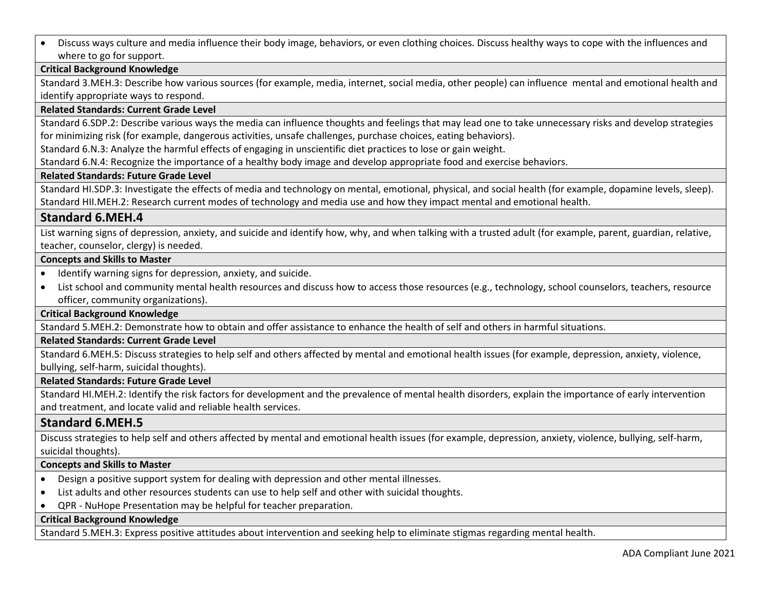- Discuss ways culture and media influence their body image, behaviors, or even clothing choices. Discuss healthy ways to cope with the influences and where to go for support.

**Critical Background Knowledge**

Standard 3.MEH.3: Describe how various sources (for example, media, internet, social media, other people) can influence mental and emotional health and identify appropriate ways to respond.

**Related Standards: Current Grade Level**

Standard 6.SDP.2: Describe various ways the media can influence thoughts and feelings that may lead one to take unnecessary risks and develop strategies for minimizing risk (for example, dangerous activities, unsafe challenges, purchase choices, eating behaviors).

Standard 6.N.3: Analyze the harmful effects of engaging in unscientific diet practices to lose or gain weight.

Standard 6.N.4: Recognize the importance of a healthy body image and develop appropriate food and exercise behaviors.

**Related Standards: Future Grade Level**

Standard HI.SDP.3: Investigate the effects of media and technology on mental, emotional, physical, and social health (for example, dopamine levels, sleep).

Standard HII.MEH.2: Research current modes of technology and media use and how they impact mental and emotional health.

## Standard 6.MEH.4

List warning signs of depression, anxiety, and suicide and identify how, why, and when talking with a trusted adult (for example, parent, guardian, relative, teacher, counselor, clergy) is needed.

**Concepts and Skills to Master**

- Identify warning signs for depression, anxiety, and suicide.
- List school and community mental health resources and discuss how to access those resources (e.g., technology, school counselors, teachers, resource officer, community organizations).

**Critical Background Knowledge**

Standard 5.MEH.2: Demonstrate how to obtain and offer assistance to enhance the health of self and others in harmful situations.

**Related Standards: Current Grade Level**

Standard 6.MEH.5: Discuss strategies to help self and others affected by mental and emotional health issues (for example, depression, anxiety, violence, bullying, self-harm, suicidal thoughts).

**Related Standards: Future Grade Level**

Standard HI.MEH.2: Identify the risk factors for development and the prevalence of mental health disorders, explain the importance of early intervention and treatment, and locate valid and reliable health services.

## Standard 6.MEH.5

Discuss strategies to help self and others affected by mental and emotional health issues (for example, depression, anxiety, violence, bullying, self-harm, suicidal thoughts).

**Concepts and Skills to Master**

- Design a positive support system for dealing with depression and other mental illnesses.
- List adults and other resources students can use to help self and other with suicidal thoughts.
- QPR - NuHope Presentation may be helpful for teacher preparation.

**Critical Background Knowledge**

Standard 5.MEH.3: Express positive attitudes about intervention and seeking help to eliminate stigmas regarding mental health.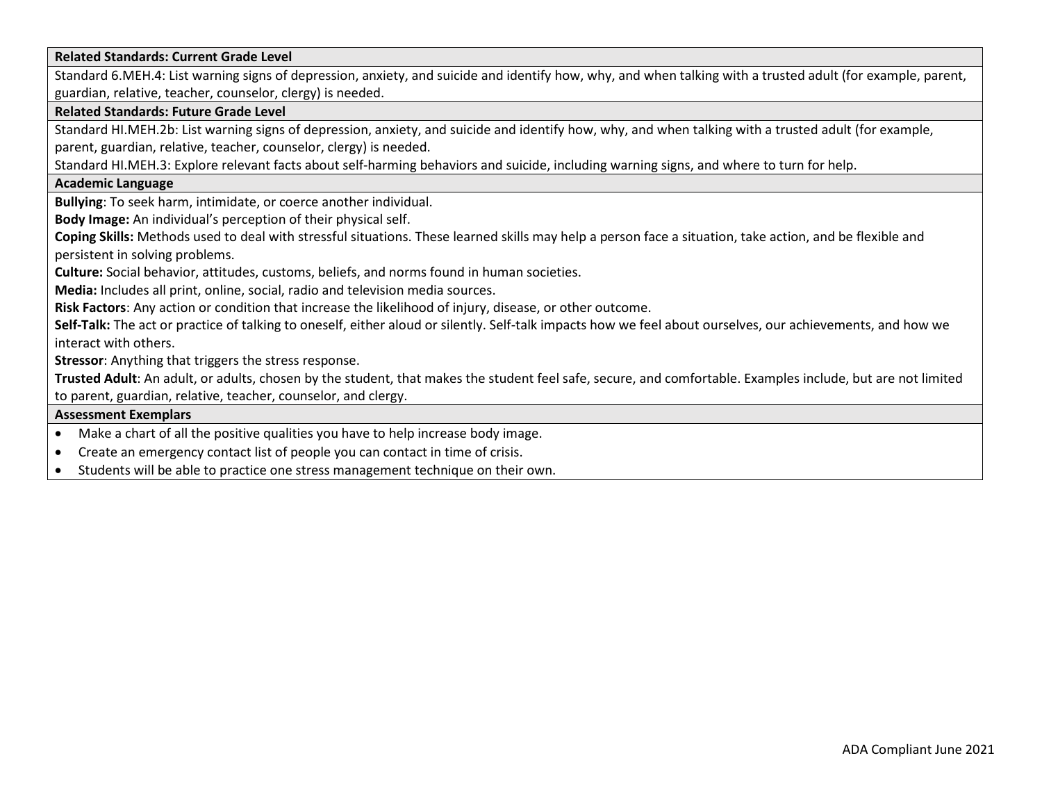**Related Standards: Current Grade Level**

Standard 6.MEH.4: List warning signs of depression, anxiety, and suicide and identify how, why, and when talking with a trusted adult (for example, parent, guardian, relative, teacher, counselor, clergy) is needed.

**Related Standards: Future Grade Level**

Standard HI.MEH.2b: List warning signs of depression, anxiety, and suicide and identify how, why, and when talking with a trusted adult (for example, parent, guardian, relative, teacher, counselor, clergy) is needed.

Standard HI.MEH.3: Explore relevant facts about self-harming behaviors and suicide, including warning signs, and where to turn for help.

**Academic Language**

**Bullying**: To seek harm, intimidate, or coerce another individual.

**Body Image:** An individual's perception of their physical self.

**Coping Skills:** Methods used to deal with stressful situations. These learned skills may help a person face a situation, take action, and be flexible and persistent in solving problems.

**Culture:** Social behavior, attitudes, customs, beliefs, and norms found in human societies.

**Media:** Includes all print, online, social, radio and television media sources.

**Risk Factors**: Any action or condition that increase the likelihood of injury, disease, or other outcome.

**Self-Talk:** The act or practice of talking to oneself, either aloud or silently. Self-talk impacts how we feel about ourselves, our achievements, and how we interact with others.

**Stressor**: Anything that triggers the stress response.

**Trusted Adult**: An adult, or adults, chosen by the student, that makes the student feel safe, secure, and comfortable. Examples include, but are not limited to parent, guardian, relative, teacher, counselor, and clergy.

**Assessment Exemplars**

- Make a chart of all the positive qualities you have to help increase body image.
- Create an emergency contact list of people you can contact in time of crisis.
- Students will be able to practice one stress management technique on their own.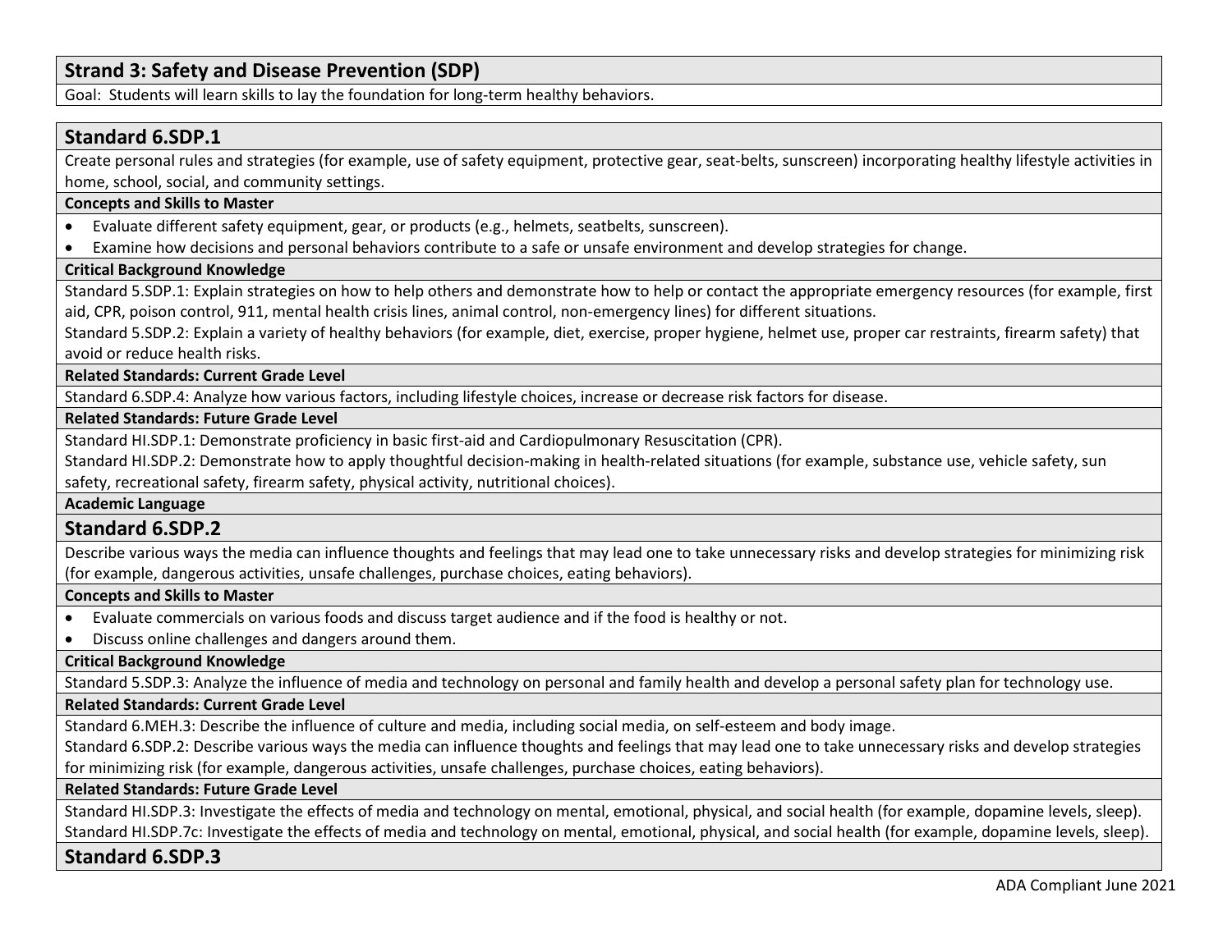## Strand 3: Safety and Disease Prevention (SDP)

Goal: Students will learn skills to lay the foundation for long-term healthy behaviors.

### Standard 6.SDP.1

Create personal rules and strategies (for example, use of safety equipment, protective gear, seat-belts, sunscreen) incorporating healthy lifestyle activities in home, school, social, and community settings.

**Concepts and Skills to Master**

- Evaluate different safety equipment, gear, or products (e.g., helmets, seatbelts, sunscreen).
- Examine how decisions and personal behaviors contribute to a safe or unsafe environment and develop strategies for change.

**Critical Background Knowledge**

Standard 5.SDP.1: Explain strategies on how to help others and demonstrate how to help or contact the appropriate emergency resources (for example, first aid, CPR, poison control, 911, mental health crisis lines, animal control, non-emergency lines) for different situations.

Standard 5.SDP.2: Explain a variety of healthy behaviors (for example, diet, exercise, proper hygiene, helmet use, proper car restraints, firearm safety) that avoid or reduce health risks.

**Related Standards: Current Grade Level**

Standard 6.SDP.4: Analyze how various factors, including lifestyle choices, increase or decrease risk factors for disease.

**Related Standards: Future Grade Level**

Standard HI.SDP.1: Demonstrate proficiency in basic first-aid and Cardiopulmonary Resuscitation (CPR).

Standard HI.SDP.2: Demonstrate how to apply thoughtful decision-making in health-related situations (for example, substance use, vehicle safety, sun safety, recreational safety, firearm safety, physical activity, nutritional choices).

**Academic Language**

### Standard 6.SDP.2

Describe various ways the media can influence thoughts and feelings that may lead one to take unnecessary risks and develop strategies for minimizing risk (for example, dangerous activities, unsafe challenges, purchase choices, eating behaviors).

**Concepts and Skills to Master**

- Evaluate commercials on various foods and discuss target audience and if the food is healthy or not.
- Discuss online challenges and dangers around them.

**Critical Background Knowledge**

Standard 5.SDP.3: Analyze the influence of media and technology on personal and family health and develop a personal safety plan for technology use.

**Related Standards: Current Grade Level**

Standard 6.MEH.3: Describe the influence of culture and media, including social media, on self-esteem and body image.

Standard 6.SDP.2: Describe various ways the media can influence thoughts and feelings that may lead one to take unnecessary risks and develop strategies for minimizing risk (for example, dangerous activities, unsafe challenges, purchase choices, eating behaviors).

**Related Standards: Future Grade Level**

Standard HI.SDP.3: Investigate the effects of media and technology on mental, emotional, physical, and social health (for example, dopamine levels, sleep).

Standard HI.SDP.7c: Investigate the effects of media and technology on mental, emotional, physical, and social health (for example, dopamine levels, sleep).

### Standard 6.SDP.3

ADA Compliant June 2021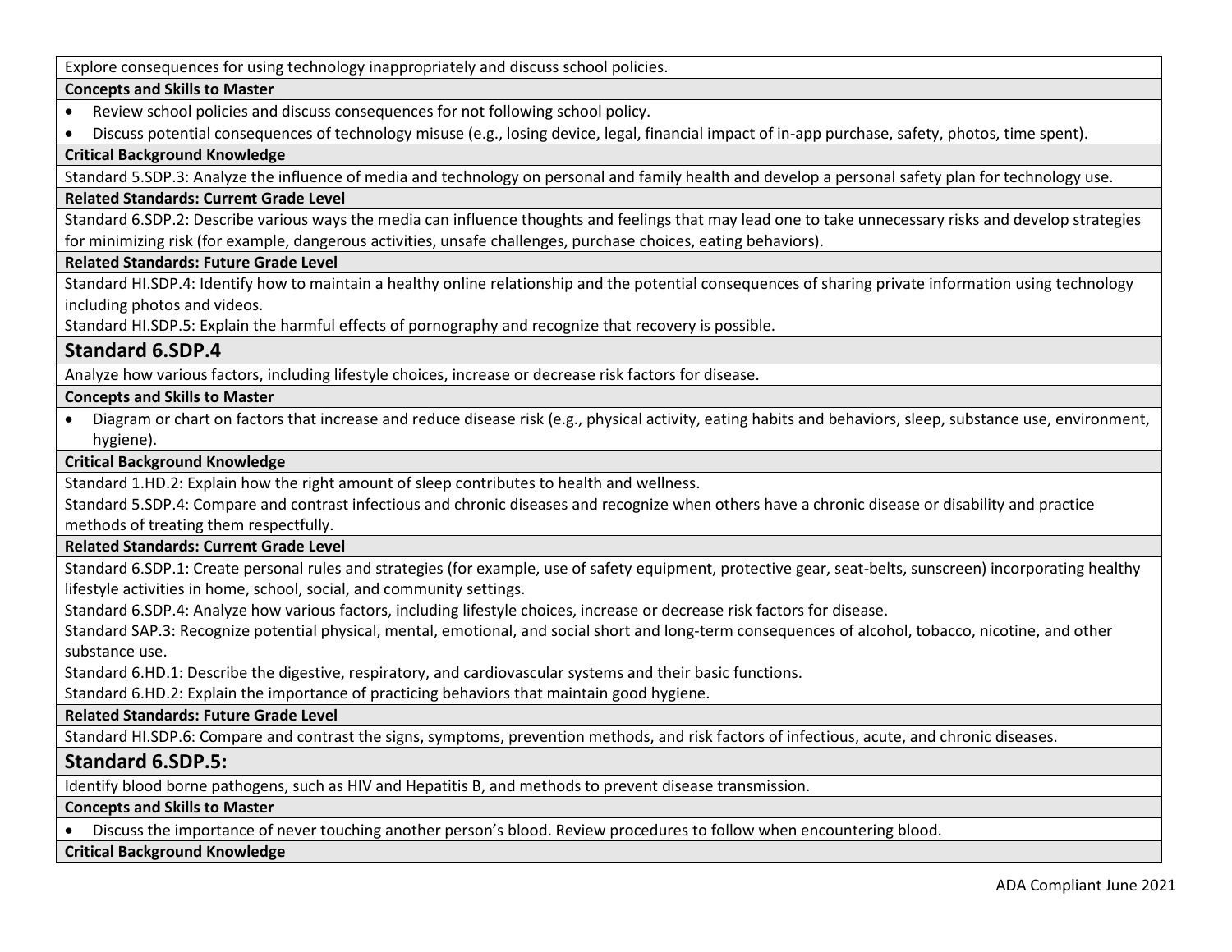Explore consequences for using technology inappropriately and discuss school policies.

**Concepts and Skills to Master**

- Review school policies and discuss consequences for not following school policy.
- Discuss potential consequences of technology misuse (e.g., losing device, legal, financial impact of in-app purchase, safety, photos, time spent).

**Critical Background Knowledge**

Standard 5.SDP.3: Analyze the influence of media and technology on personal and family health and develop a personal safety plan for technology use.

**Related Standards: Current Grade Level**

Standard 6.SDP.2: Describe various ways the media can influence thoughts and feelings that may lead one to take unnecessary risks and develop strategies for minimizing risk (for example, dangerous activities, unsafe challenges, purchase choices, eating behaviors).

**Related Standards: Future Grade Level**

Standard HI.SDP.4: Identify how to maintain a healthy online relationship and the potential consequences of sharing private information using technology including photos and videos.

Standard HI.SDP.5: Explain the harmful effects of pornography and recognize that recovery is possible.

## Standard 6.SDP.4

Analyze how various factors, including lifestyle choices, increase or decrease risk factors for disease.

**Concepts and Skills to Master**

- Diagram or chart on factors that increase and reduce disease risk (e.g., physical activity, eating habits and behaviors, sleep, substance use, environment, hygiene).

**Critical Background Knowledge**

Standard 1.HD.2: Explain how the right amount of sleep contributes to health and wellness.

Standard 5.SDP.4: Compare and contrast infectious and chronic diseases and recognize when others have a chronic disease or disability and practice methods of treating them respectfully.

**Related Standards: Current Grade Level**

Standard 6.SDP.1: Create personal rules and strategies (for example, use of safety equipment, protective gear, seat-belts, sunscreen) incorporating healthy lifestyle activities in home, school, social, and community settings.

Standard 6.SDP.4: Analyze how various factors, including lifestyle choices, increase or decrease risk factors for disease.

Standard SAP.3: Recognize potential physical, mental, emotional, and social short and long-term consequences of alcohol, tobacco, nicotine, and other substance use.

Standard 6.HD.1: Describe the digestive, respiratory, and cardiovascular systems and their basic functions.

Standard 6.HD.2: Explain the importance of practicing behaviors that maintain good hygiene.

**Related Standards: Future Grade Level**

Standard HI.SDP.6: Compare and contrast the signs, symptoms, prevention methods, and risk factors of infectious, acute, and chronic diseases.

## Standard 6.SDP.5:

Identify blood borne pathogens, such as HIV and Hepatitis B, and methods to prevent disease transmission.

**Concepts and Skills to Master**

- Discuss the importance of never touching another person's blood. Review procedures to follow when encountering blood.

**Critical Background Knowledge**

ADA Compliant June 2021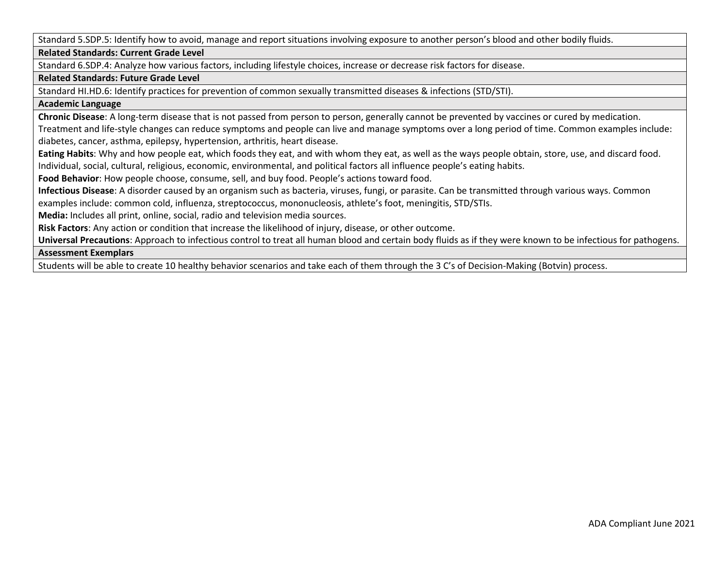Standard 5.SDP.5: Identify how to avoid, manage and report situations involving exposure to another person's blood and other bodily fluids.

**Related Standards: Current Grade Level**

Standard 6.SDP.4: Analyze how various factors, including lifestyle choices, increase or decrease risk factors for disease.

**Related Standards: Future Grade Level**

Standard HI.HD.6: Identify practices for prevention of common sexually transmitted diseases & infections (STD/STI).

**Academic Language**

**Chronic Disease**: A long-term disease that is not passed from person to person, generally cannot be prevented by vaccines or cured by medication. Treatment and life-style changes can reduce symptoms and people can live and manage symptoms over a long period of time. Common examples include: diabetes, cancer, asthma, epilepsy, hypertension, arthritis, heart disease.

**Eating Habits**: Why and how people eat, which foods they eat, and with whom they eat, as well as the ways people obtain, store, use, and discard food. Individual, social, cultural, religious, economic, environmental, and political factors all influence people's eating habits.

**Food Behavior**: How people choose, consume, sell, and buy food. People's actions toward food.

**Infectious Disease**: A disorder caused by an organism such as bacteria, viruses, fungi, or parasite. Can be transmitted through various ways. Common examples include: common cold, influenza, streptococcus, mononucleosis, athlete's foot, meningitis, STD/STIs.

**Media:** Includes all print, online, social, radio and television media sources.

**Risk Factors**: Any action or condition that increase the likelihood of injury, disease, or other outcome.

**Universal Precautions**: Approach to infectious control to treat all human blood and certain body fluids as if they were known to be infectious for pathogens.

**Assessment Exemplars**

Students will be able to create 10 healthy behavior scenarios and take each of them through the 3 C's of Decision-Making (Botvin) process.

ADA Compliant June 2021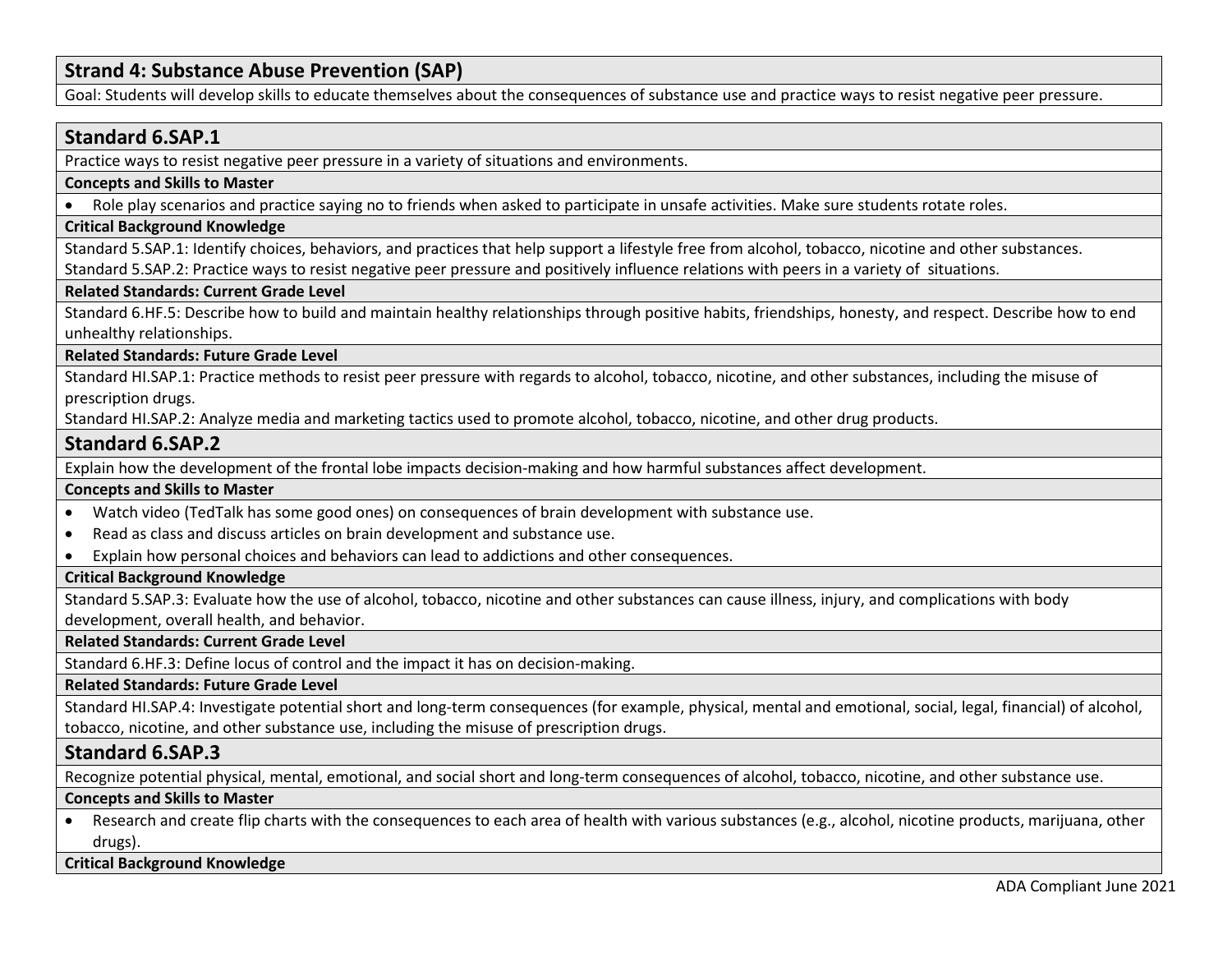## Strand 4: Substance Abuse Prevention (SAP)

Goal: Students will develop skills to educate themselves about the consequences of substance use and practice ways to resist negative peer pressure.

### Standard 6.SAP.1

Practice ways to resist negative peer pressure in a variety of situations and environments.

**Concepts and Skills to Master**

- Role play scenarios and practice saying no to friends when asked to participate in unsafe activities. Make sure students rotate roles.

**Critical Background Knowledge**

Standard 5.SAP.1: Identify choices, behaviors, and practices that help support a lifestyle free from alcohol, tobacco, nicotine and other substances.
Standard 5.SAP.2: Practice ways to resist negative peer pressure and positively influence relations with peers in a variety of situations.

**Related Standards: Current Grade Level**

Standard 6.HF.5: Describe how to build and maintain healthy relationships through positive habits, friendships, honesty, and respect. Describe how to end unhealthy relationships.

**Related Standards: Future Grade Level**

Standard HI.SAP.1: Practice methods to resist peer pressure with regards to alcohol, tobacco, nicotine, and other substances, including the misuse of prescription drugs.
Standard HI.SAP.2: Analyze media and marketing tactics used to promote alcohol, tobacco, nicotine, and other drug products.

### Standard 6.SAP.2

Explain how the development of the frontal lobe impacts decision-making and how harmful substances affect development.

**Concepts and Skills to Master**

- Watch video (TedTalk has some good ones) on consequences of brain development with substance use.
- Read as class and discuss articles on brain development and substance use.
- Explain how personal choices and behaviors can lead to addictions and other consequences.

**Critical Background Knowledge**

Standard 5.SAP.3: Evaluate how the use of alcohol, tobacco, nicotine and other substances can cause illness, injury, and complications with body development, overall health, and behavior.

**Related Standards: Current Grade Level**

Standard 6.HF.3: Define locus of control and the impact it has on decision-making.

**Related Standards: Future Grade Level**

Standard HI.SAP.4: Investigate potential short and long-term consequences (for example, physical, mental and emotional, social, legal, financial) of alcohol, tobacco, nicotine, and other substance use, including the misuse of prescription drugs.

### Standard 6.SAP.3

Recognize potential physical, mental, emotional, and social short and long-term consequences of alcohol, tobacco, nicotine, and other substance use.

**Concepts and Skills to Master**

- Research and create flip charts with the consequences to each area of health with various substances (e.g., alcohol, nicotine products, marijuana, other drugs).

**Critical Background Knowledge**

ADA Compliant June 2021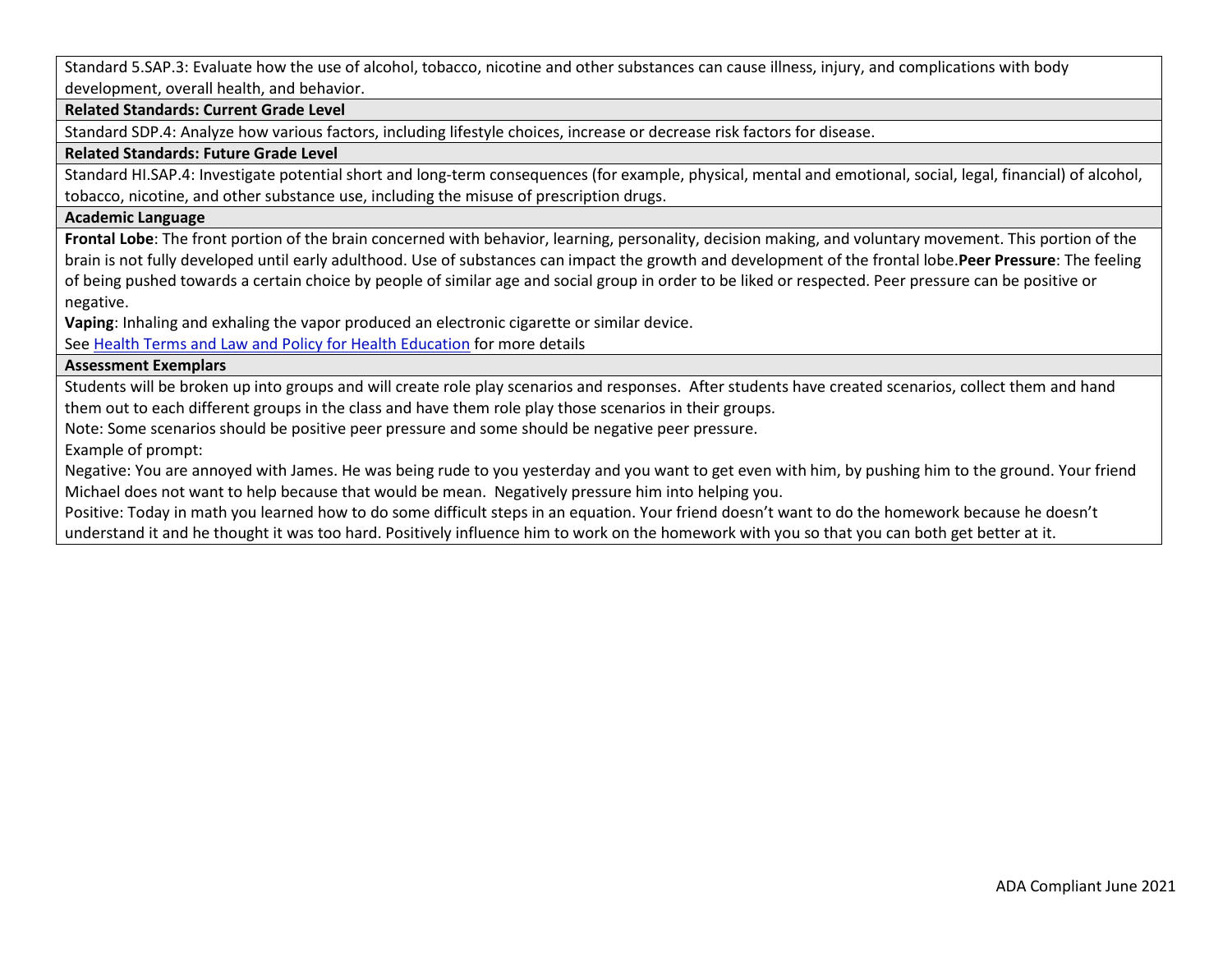Standard 5.SAP.3: Evaluate how the use of alcohol, tobacco, nicotine and other substances can cause illness, injury, and complications with body development, overall health, and behavior.

**Related Standards: Current Grade Level**

Standard SDP.4: Analyze how various factors, including lifestyle choices, increase or decrease risk factors for disease.

**Related Standards: Future Grade Level**

Standard HI.SAP.4: Investigate potential short and long-term consequences (for example, physical, mental and emotional, social, legal, financial) of alcohol, tobacco, nicotine, and other substance use, including the misuse of prescription drugs.

**Academic Language**

**Frontal Lobe**: The front portion of the brain concerned with behavior, learning, personality, decision making, and voluntary movement. This portion of the brain is not fully developed until early adulthood. Use of substances can impact the growth and development of the frontal lobe.**Peer Pressure**: The feeling of being pushed towards a certain choice by people of similar age and social group in order to be liked or respected. Peer pressure can be positive or negative.

**Vaping**: Inhaling and exhaling the vapor produced an electronic cigarette or similar device.

See [Health Terms and Law and Policy for Health Education] for more details

**Assessment Exemplars**

Students will be broken up into groups and will create role play scenarios and responses. After students have created scenarios, collect them and hand them out to each different groups in the class and have them role play those scenarios in their groups.

Note: Some scenarios should be positive peer pressure and some should be negative peer pressure.

Example of prompt:

Negative: You are annoyed with James. He was being rude to you yesterday and you want to get even with him, by pushing him to the ground. Your friend Michael does not want to help because that would be mean. Negatively pressure him into helping you.

Positive: Today in math you learned how to do some difficult steps in an equation. Your friend doesn't want to do the homework because he doesn't understand it and he thought it was too hard. Positively influence him to work on the homework with you so that you can both get better at it.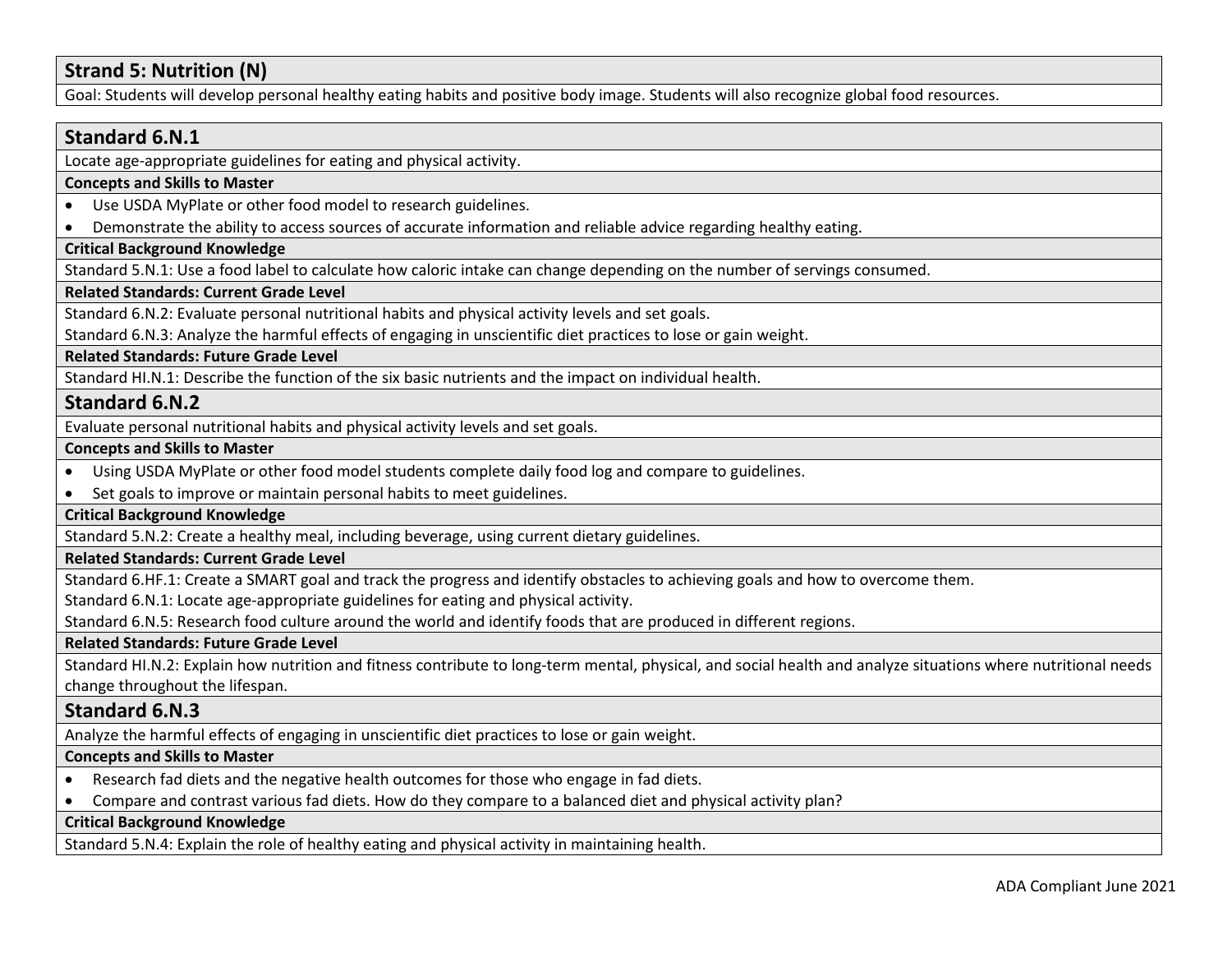## Strand 5: Nutrition (N)

Goal: Students will develop personal healthy eating habits and positive body image. Students will also recognize global food resources.

### Standard 6.N.1

Locate age-appropriate guidelines for eating and physical activity.

**Concepts and Skills to Master**

- Use USDA MyPlate or other food model to research guidelines.
- Demonstrate the ability to access sources of accurate information and reliable advice regarding healthy eating.

**Critical Background Knowledge**

Standard 5.N.1: Use a food label to calculate how caloric intake can change depending on the number of servings consumed.

**Related Standards: Current Grade Level**

Standard 6.N.2: Evaluate personal nutritional habits and physical activity levels and set goals.

Standard 6.N.3: Analyze the harmful effects of engaging in unscientific diet practices to lose or gain weight.

**Related Standards: Future Grade Level**

Standard HI.N.1: Describe the function of the six basic nutrients and the impact on individual health.

### Standard 6.N.2

Evaluate personal nutritional habits and physical activity levels and set goals.

**Concepts and Skills to Master**

- Using USDA MyPlate or other food model students complete daily food log and compare to guidelines.
- Set goals to improve or maintain personal habits to meet guidelines.

**Critical Background Knowledge**

Standard 5.N.2: Create a healthy meal, including beverage, using current dietary guidelines.

**Related Standards: Current Grade Level**

Standard 6.HF.1: Create a SMART goal and track the progress and identify obstacles to achieving goals and how to overcome them.

Standard 6.N.1: Locate age-appropriate guidelines for eating and physical activity.

Standard 6.N.5: Research food culture around the world and identify foods that are produced in different regions.

**Related Standards: Future Grade Level**

Standard HI.N.2: Explain how nutrition and fitness contribute to long-term mental, physical, and social health and analyze situations where nutritional needs change throughout the lifespan.

### Standard 6.N.3

Analyze the harmful effects of engaging in unscientific diet practices to lose or gain weight.

**Concepts and Skills to Master**

- Research fad diets and the negative health outcomes for those who engage in fad diets.
- Compare and contrast various fad diets. How do they compare to a balanced diet and physical activity plan?

**Critical Background Knowledge**

Standard 5.N.4: Explain the role of healthy eating and physical activity in maintaining health.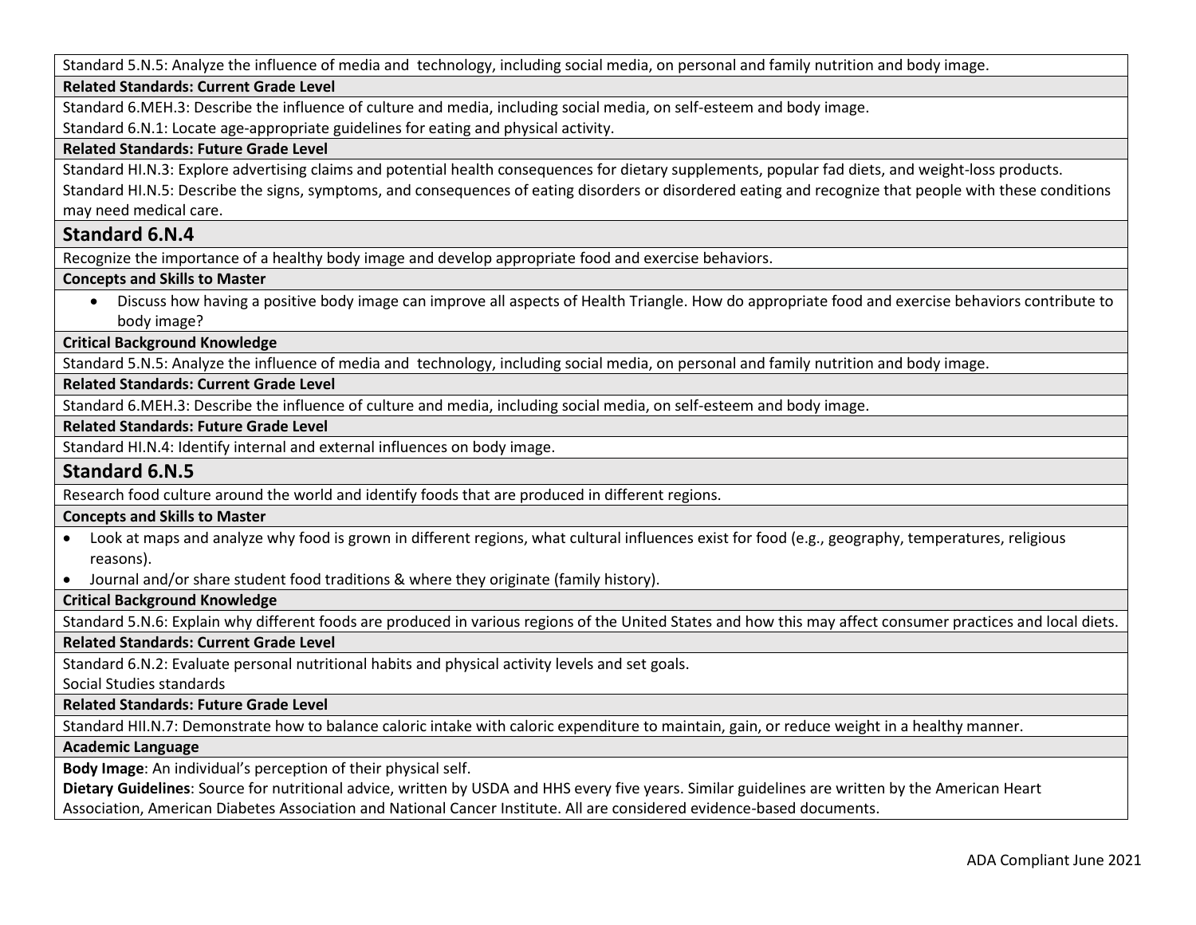Standard 5.N.5: Analyze the influence of media and technology, including social media, on personal and family nutrition and body image.

**Related Standards: Current Grade Level**

Standard 6.MEH.3: Describe the influence of culture and media, including social media, on self-esteem and body image.

Standard 6.N.1: Locate age-appropriate guidelines for eating and physical activity.

**Related Standards: Future Grade Level**

Standard HI.N.3: Explore advertising claims and potential health consequences for dietary supplements, popular fad diets, and weight-loss products.

Standard HI.N.5: Describe the signs, symptoms, and consequences of eating disorders or disordered eating and recognize that people with these conditions may need medical care.

## Standard 6.N.4

Recognize the importance of a healthy body image and develop appropriate food and exercise behaviors.

**Concepts and Skills to Master**

- Discuss how having a positive body image can improve all aspects of Health Triangle. How do appropriate food and exercise behaviors contribute to body image?

**Critical Background Knowledge**

Standard 5.N.5: Analyze the influence of media and technology, including social media, on personal and family nutrition and body image.

**Related Standards: Current Grade Level**

Standard 6.MEH.3: Describe the influence of culture and media, including social media, on self-esteem and body image.

**Related Standards: Future Grade Level**

Standard HI.N.4: Identify internal and external influences on body image.

## Standard 6.N.5

Research food culture around the world and identify foods that are produced in different regions.

**Concepts and Skills to Master**

- Look at maps and analyze why food is grown in different regions, what cultural influences exist for food (e.g., geography, temperatures, religious reasons).
- Journal and/or share student food traditions & where they originate (family history).

**Critical Background Knowledge**

Standard 5.N.6: Explain why different foods are produced in various regions of the United States and how this may affect consumer practices and local diets.

**Related Standards: Current Grade Level**

Standard 6.N.2: Evaluate personal nutritional habits and physical activity levels and set goals.

Social Studies standards

**Related Standards: Future Grade Level**

Standard HII.N.7: Demonstrate how to balance caloric intake with caloric expenditure to maintain, gain, or reduce weight in a healthy manner.

**Academic Language**

**Body Image**: An individual's perception of their physical self.

**Dietary Guidelines**: Source for nutritional advice, written by USDA and HHS every five years. Similar guidelines are written by the American Heart Association, American Diabetes Association and National Cancer Institute. All are considered evidence-based documents.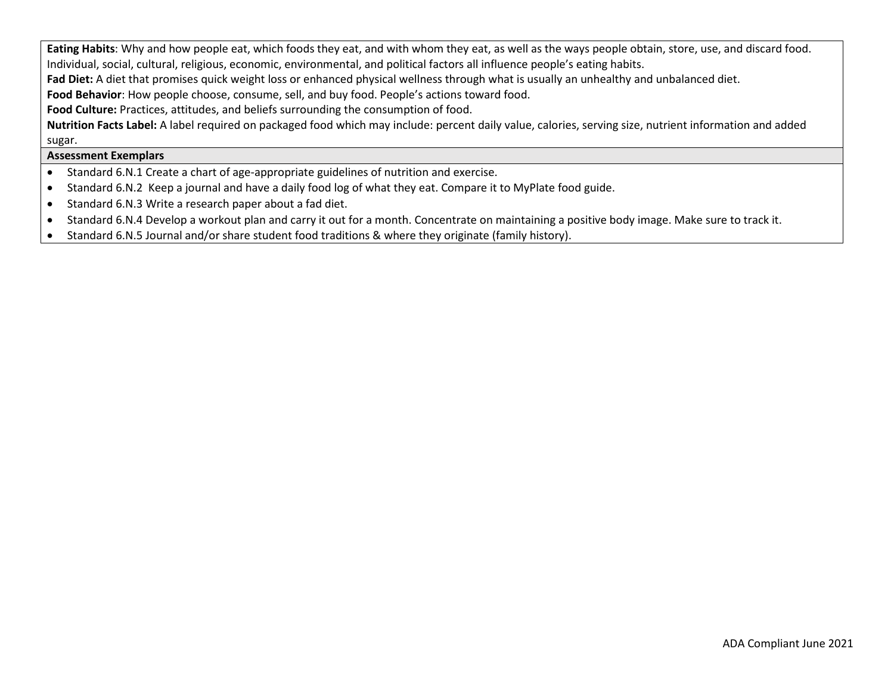**Eating Habits**: Why and how people eat, which foods they eat, and with whom they eat, as well as the ways people obtain, store, use, and discard food. Individual, social, cultural, religious, economic, environmental, and political factors all influence people's eating habits.

**Fad Diet:** A diet that promises quick weight loss or enhanced physical wellness through what is usually an unhealthy and unbalanced diet.

**Food Behavior**: How people choose, consume, sell, and buy food. People's actions toward food.

**Food Culture:** Practices, attitudes, and beliefs surrounding the consumption of food.

**Nutrition Facts Label:** A label required on packaged food which may include: percent daily value, calories, serving size, nutrient information and added sugar.

**Assessment Exemplars**

- Standard 6.N.1 Create a chart of age-appropriate guidelines of nutrition and exercise.
- Standard 6.N.2 Keep a journal and have a daily food log of what they eat. Compare it to MyPlate food guide.
- Standard 6.N.3 Write a research paper about a fad diet.
- Standard 6.N.4 Develop a workout plan and carry it out for a month. Concentrate on maintaining a positive body image. Make sure to track it.
- Standard 6.N.5 Journal and/or share student food traditions & where they originate (family history).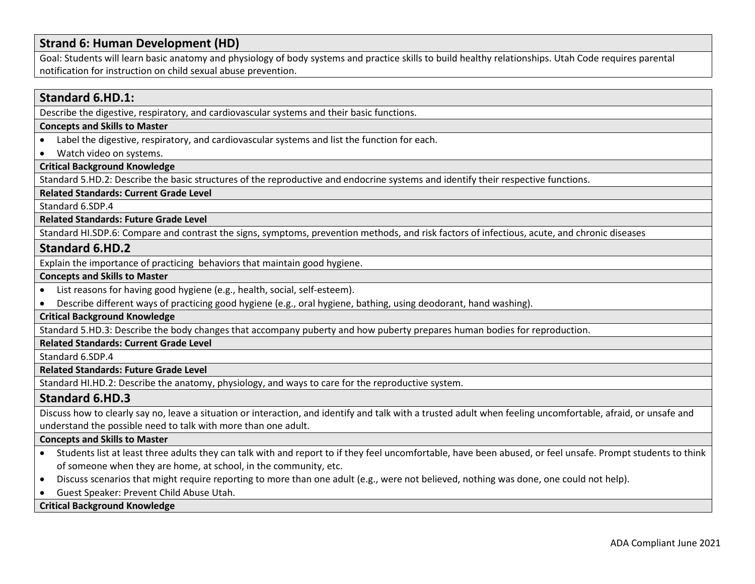## Strand 6: Human Development (HD)

Goal: Students will learn basic anatomy and physiology of body systems and practice skills to build healthy relationships. Utah Code requires parental notification for instruction on child sexual abuse prevention.

### Standard 6.HD.1:

Describe the digestive, respiratory, and cardiovascular systems and their basic functions.

**Concepts and Skills to Master**

- Label the digestive, respiratory, and cardiovascular systems and list the function for each.
- Watch video on systems.

**Critical Background Knowledge**

Standard 5.HD.2: Describe the basic structures of the reproductive and endocrine systems and identify their respective functions.

**Related Standards: Current Grade Level**

Standard 6.SDP.4

**Related Standards: Future Grade Level**

Standard HI.SDP.6: Compare and contrast the signs, symptoms, prevention methods, and risk factors of infectious, acute, and chronic diseases

### Standard 6.HD.2

Explain the importance of practicing behaviors that maintain good hygiene.

**Concepts and Skills to Master**

- List reasons for having good hygiene (e.g., health, social, self-esteem).
- Describe different ways of practicing good hygiene (e.g., oral hygiene, bathing, using deodorant, hand washing).

**Critical Background Knowledge**

Standard 5.HD.3: Describe the body changes that accompany puberty and how puberty prepares human bodies for reproduction.

**Related Standards: Current Grade Level**

Standard 6.SDP.4

**Related Standards: Future Grade Level**

Standard HI.HD.2: Describe the anatomy, physiology, and ways to care for the reproductive system.

### Standard 6.HD.3

Discuss how to clearly say no, leave a situation or interaction, and identify and talk with a trusted adult when feeling uncomfortable, afraid, or unsafe and understand the possible need to talk with more than one adult.

**Concepts and Skills to Master**

- Students list at least three adults they can talk with and report to if they feel uncomfortable, have been abused, or feel unsafe. Prompt students to think of someone when they are home, at school, in the community, etc.
- Discuss scenarios that might require reporting to more than one adult (e.g., were not believed, nothing was done, one could not help).
- Guest Speaker: Prevent Child Abuse Utah.

**Critical Background Knowledge**

ADA Compliant June 2021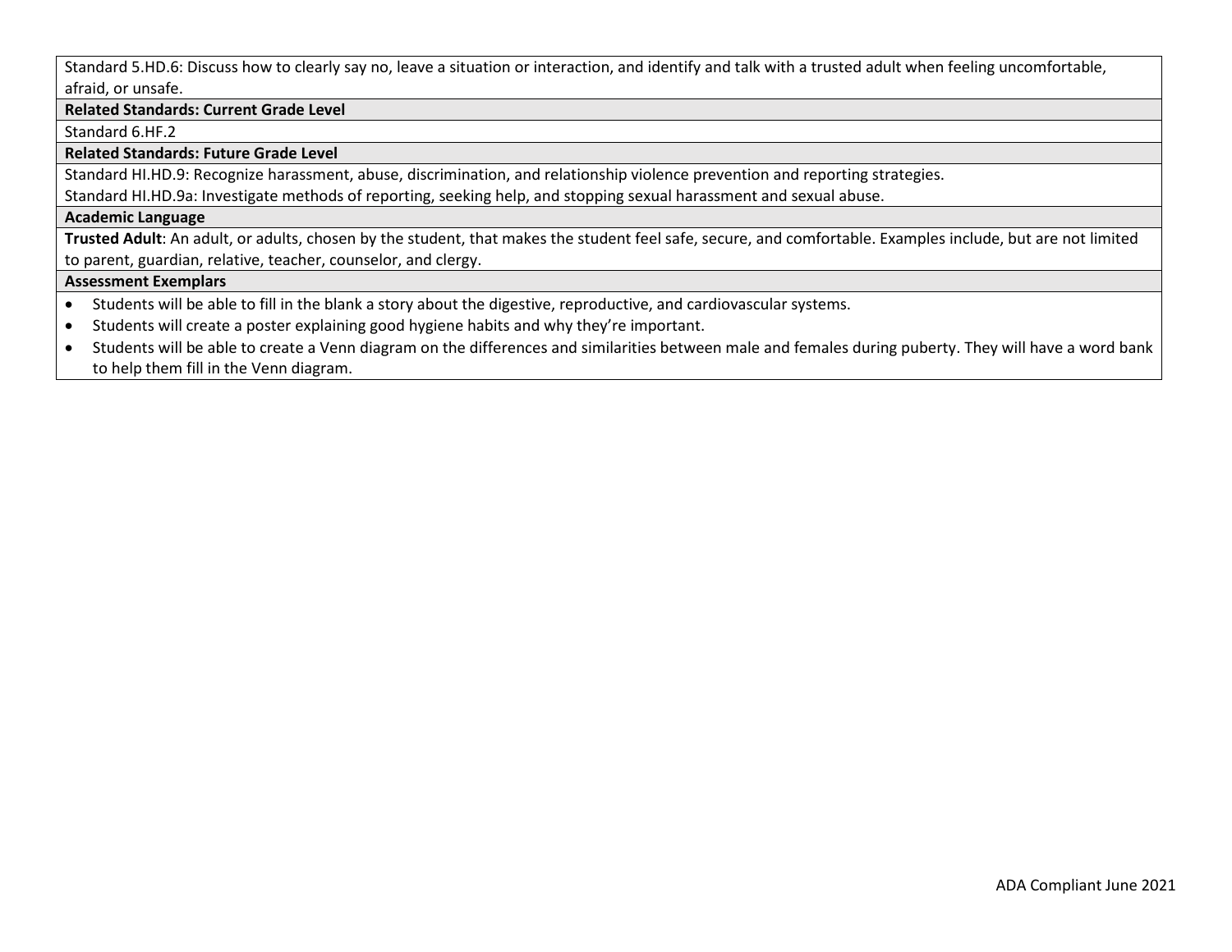Standard 5.HD.6: Discuss how to clearly say no, leave a situation or interaction, and identify and talk with a trusted adult when feeling uncomfortable, afraid, or unsafe.

**Related Standards: Current Grade Level**

Standard 6.HF.2

**Related Standards: Future Grade Level**

Standard HI.HD.9: Recognize harassment, abuse, discrimination, and relationship violence prevention and reporting strategies.

Standard HI.HD.9a: Investigate methods of reporting, seeking help, and stopping sexual harassment and sexual abuse.

**Academic Language**

**Trusted Adult**: An adult, or adults, chosen by the student, that makes the student feel safe, secure, and comfortable. Examples include, but are not limited to parent, guardian, relative, teacher, counselor, and clergy.

**Assessment Exemplars**

- Students will be able to fill in the blank a story about the digestive, reproductive, and cardiovascular systems.
- Students will create a poster explaining good hygiene habits and why they're important.
- Students will be able to create a Venn diagram on the differences and similarities between male and females during puberty. They will have a word bank to help them fill in the Venn diagram.

ADA Compliant June 2021